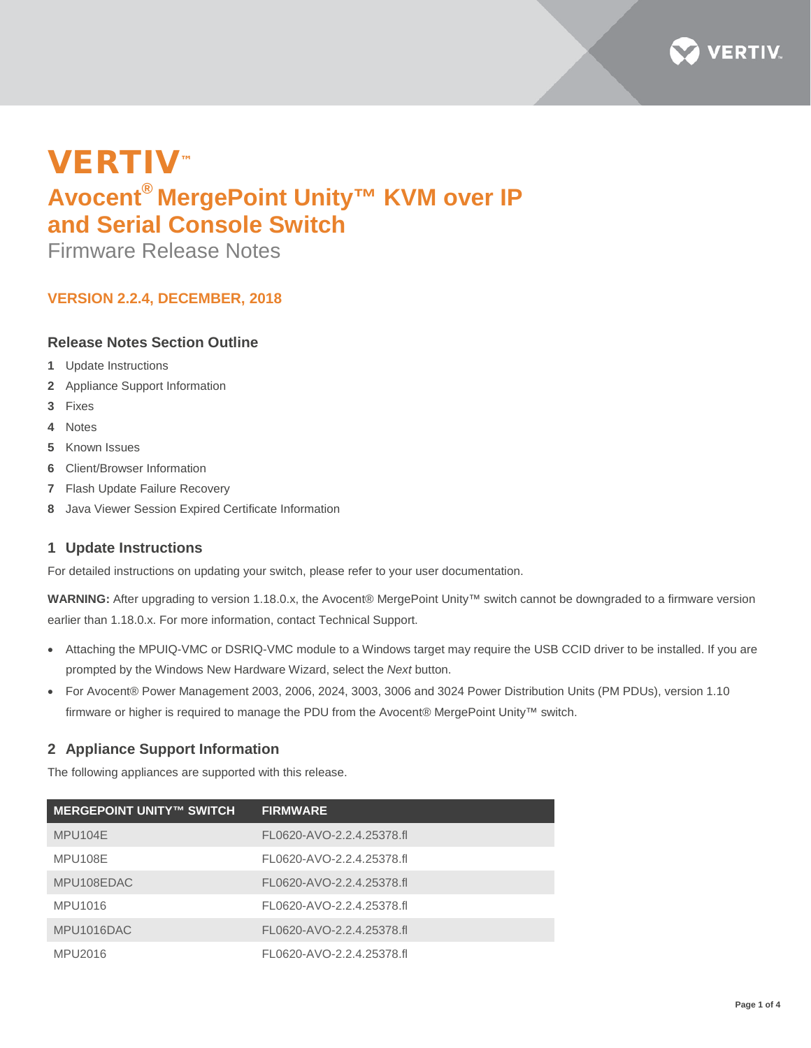# VERTIV™

# Avocent® MergePoint Unity™ KVM over IP and Serial Console Switch

Firmware Release Notes

### VERSION 2.2.4, DECEMBER, 2018

### Release Notes Section Outline

1. Update Instructions
2. Appliance Support Information
3. Fixes
4. Notes
5. Known Issues
6. Client/Browser Information
7. Flash Update Failure Recovery
8. Java Viewer Session Expired Certificate Information

## 1 Update Instructions

For detailed instructions on updating your switch, please refer to your user documentation.

**WARNING:** After upgrading to version 1.18.0.x, the Avocent® MergePoint Unity™ switch cannot be downgraded to a firmware version earlier than 1.18.0.x. For more information, contact Technical Support.

- Attaching the MPUIQ-VMC or DSRIQ-VMC module to a Windows target may require the USB CCID driver to be installed. If you are prompted by the Windows New Hardware Wizard, select the *Next* button.
- For Avocent® Power Management 2003, 2006, 2024, 3003, 3006 and 3024 Power Distribution Units (PM PDUs), version 1.10 firmware or higher is required to manage the PDU from the Avocent® MergePoint Unity™ switch.

## 2 Appliance Support Information

The following appliances are supported with this release.

| MERGEPOINT UNITY™ SWITCH | FIRMWARE |
| --- | --- |
| MPU104E | FL0620-AVO-2.2.4.25378.fl |
| MPU108E | FL0620-AVO-2.2.4.25378.fl |
| MPU108EDAC | FL0620-AVO-2.2.4.25378.fl |
| MPU1016 | FL0620-AVO-2.2.4.25378.fl |
| MPU1016DAC | FL0620-AVO-2.2.4.25378.fl |
| MPU2016 | FL0620-AVO-2.2.4.25378.fl |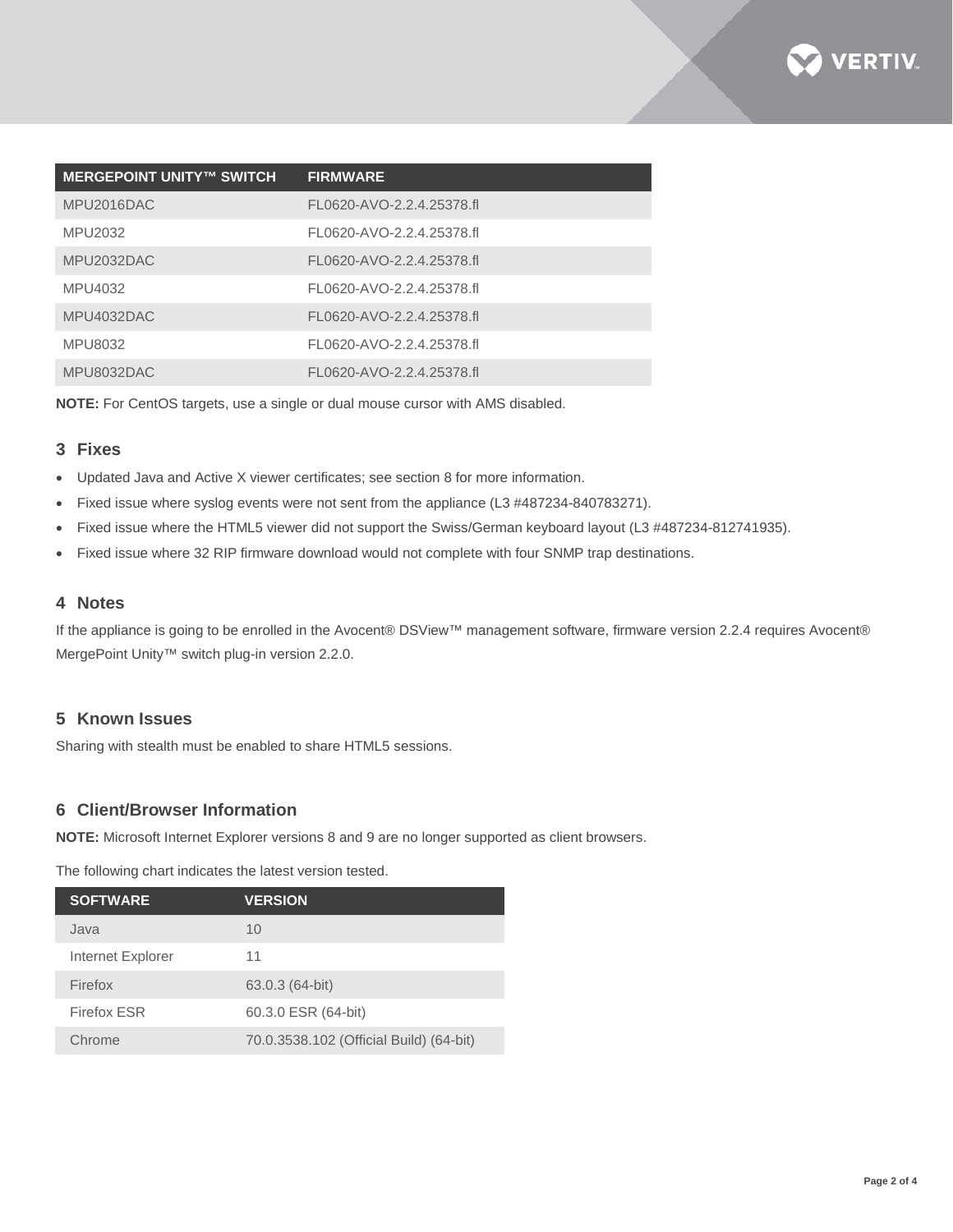| MERGEPOINT UNITY™ SWITCH | FIRMWARE |
| --- | --- |
| MPU2016DAC | FL0620-AVO-2.2.4.25378.fl |
| MPU2032 | FL0620-AVO-2.2.4.25378.fl |
| MPU2032DAC | FL0620-AVO-2.2.4.25378.fl |
| MPU4032 | FL0620-AVO-2.2.4.25378.fl |
| MPU4032DAC | FL0620-AVO-2.2.4.25378.fl |
| MPU8032 | FL0620-AVO-2.2.4.25378.fl |
| MPU8032DAC | FL0620-AVO-2.2.4.25378.fl |

**NOTE:** For CentOS targets, use a single or dual mouse cursor with AMS disabled.

## 3 Fixes

- Updated Java and Active X viewer certificates; see section 8 for more information.
- Fixed issue where syslog events were not sent from the appliance (L3 #487234-840783271).
- Fixed issue where the HTML5 viewer did not support the Swiss/German keyboard layout (L3 #487234-812741935).
- Fixed issue where 32 RIP firmware download would not complete with four SNMP trap destinations.

## 4 Notes

If the appliance is going to be enrolled in the Avocent® DSView™ management software, firmware version 2.2.4 requires Avocent® MergePoint Unity™ switch plug-in version 2.2.0.

## 5 Known Issues

Sharing with stealth must be enabled to share HTML5 sessions.

## 6 Client/Browser Information

**NOTE:** Microsoft Internet Explorer versions 8 and 9 are no longer supported as client browsers.

The following chart indicates the latest version tested.

| SOFTWARE | VERSION |
| --- | --- |
| Java | 10 |
| Internet Explorer | 11 |
| Firefox | 63.0.3 (64-bit) |
| Firefox ESR | 60.3.0 ESR (64-bit) |
| Chrome | 70.0.3538.102 (Official Build) (64-bit) |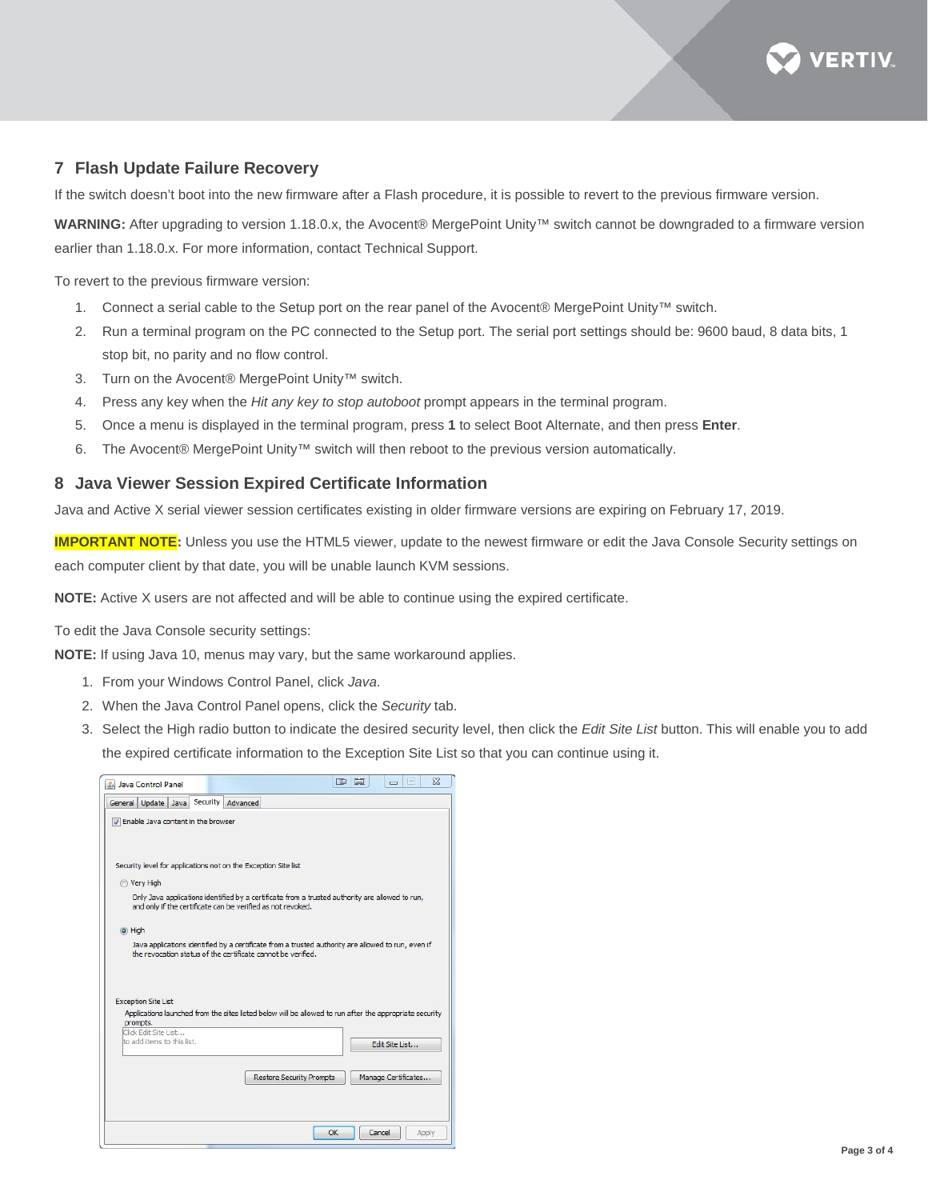## 7 Flash Update Failure Recovery

If the switch doesn't boot into the new firmware after a Flash procedure, it is possible to revert to the previous firmware version.

**WARNING:** After upgrading to version 1.18.0.x, the Avocent® MergePoint Unity™ switch cannot be downgraded to a firmware version earlier than 1.18.0.x. For more information, contact Technical Support.

To revert to the previous firmware version:

1. Connect a serial cable to the Setup port on the rear panel of the Avocent® MergePoint Unity™ switch.
2. Run a terminal program on the PC connected to the Setup port. The serial port settings should be: 9600 baud, 8 data bits, 1 stop bit, no parity and no flow control.
3. Turn on the Avocent® MergePoint Unity™ switch.
4. Press any key when the *Hit any key to stop autoboot* prompt appears in the terminal program.
5. Once a menu is displayed in the terminal program, press **1** to select Boot Alternate, and then press **Enter**.
6. The Avocent® MergePoint Unity™ switch will then reboot to the previous version automatically.

## 8 Java Viewer Session Expired Certificate Information

Java and Active X serial viewer session certificates existing in older firmware versions are expiring on February 17, 2019.

**IMPORTANT NOTE:** Unless you use the HTML5 viewer, update to the newest firmware or edit the Java Console Security settings on each computer client by that date, you will be unable launch KVM sessions.

**NOTE:** Active X users are not affected and will be able to continue using the expired certificate.

To edit the Java Console security settings:

**NOTE:** If using Java 10, menus may vary, but the same workaround applies.

1. From your Windows Control Panel, click *Java*.
2. When the Java Control Panel opens, click the *Security* tab.
3. Select the High radio button to indicate the desired security level, then click the *Edit Site List* button. This will enable you to add the expired certificate information to the Exception Site List so that you can continue using it.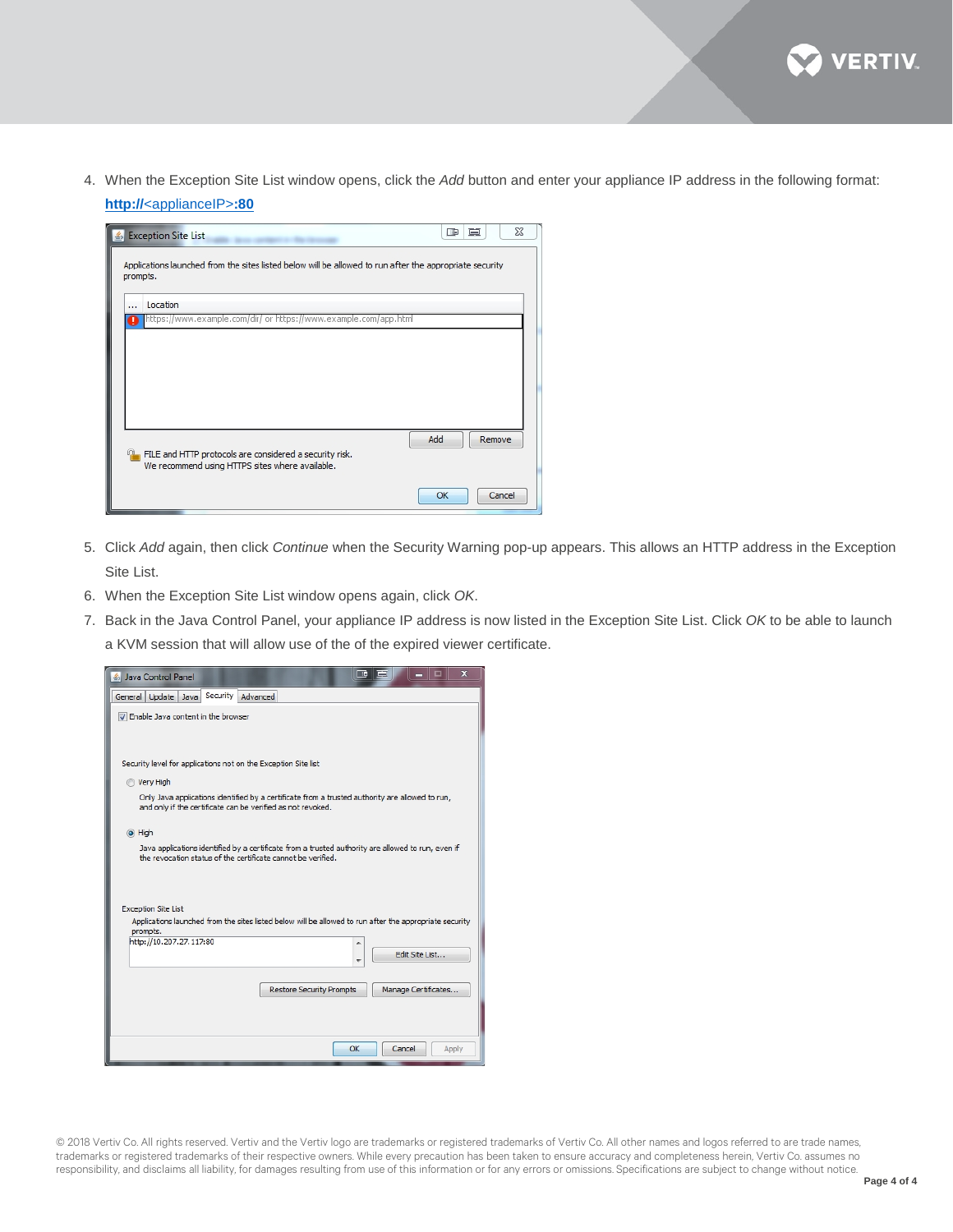4. When the Exception Site List window opens, click the *Add* button and enter your appliance IP address in the following format: **http://**<applianceIP>**:80**

5. Click *Add* again, then click *Continue* when the Security Warning pop-up appears. This allows an HTTP address in the Exception Site List.
6. When the Exception Site List window opens again, click *OK*.
7. Back in the Java Control Panel, your appliance IP address is now listed in the Exception Site List. Click *OK* to be able to launch a KVM session that will allow use of the of the expired viewer certificate.

© 2018 Vertiv Co. All rights reserved. Vertiv and the Vertiv logo are trademarks or registered trademarks of Vertiv Co. All other names and logos referred to are trade names, trademarks or registered trademarks of their respective owners. While every precaution has been taken to ensure accuracy and completeness herein, Vertiv Co. assumes no responsibility, and disclaims all liability, for damages resulting from use of this information or for any errors or omissions. Specifications are subject to change without notice.